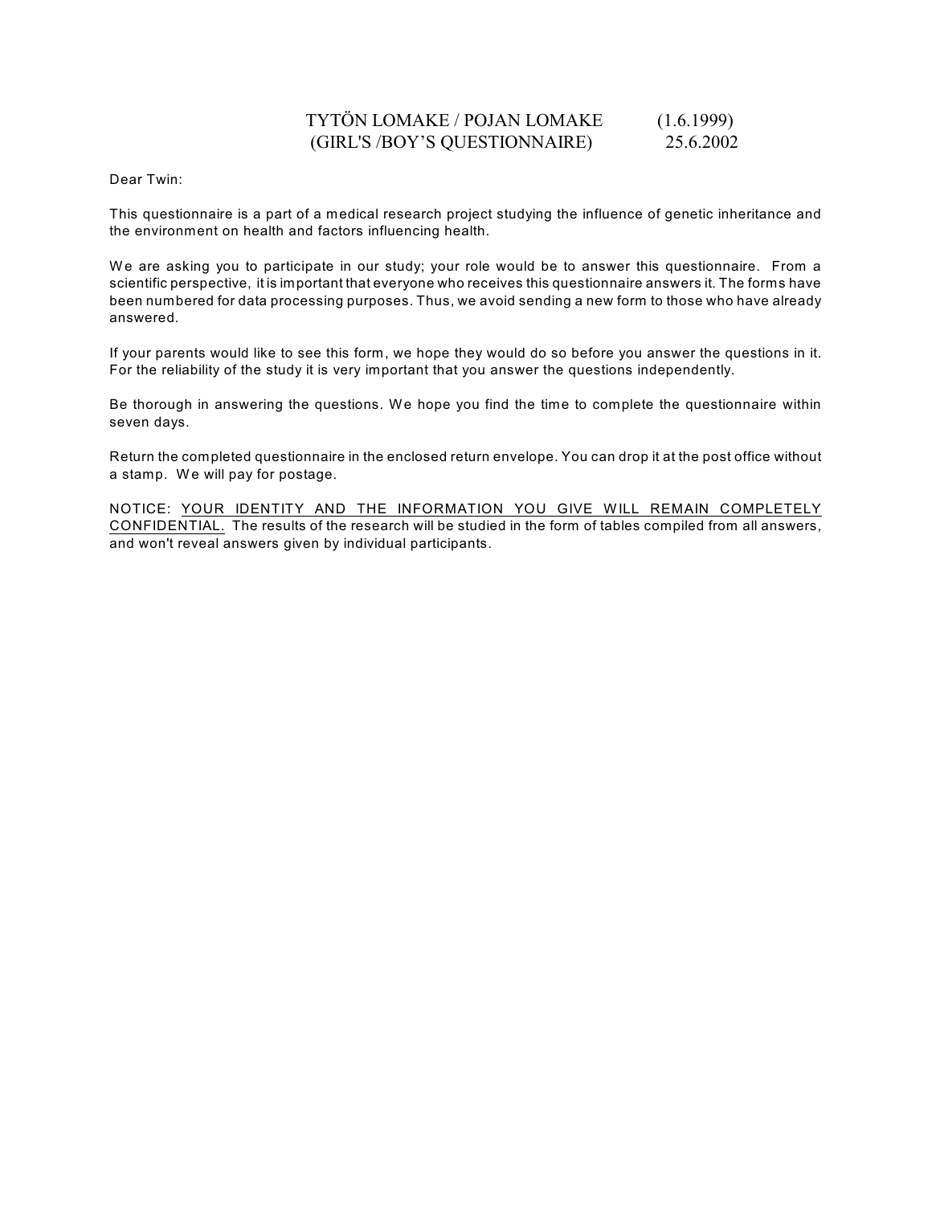# TYTÖN LOMAKE / POJAN LOMAKE (1.6.1999)
# (GIRL'S /BOY'S QUESTIONNAIRE) 25.6.2002

Dear Twin:

This questionnaire is a part of a medical research project studying the influence of genetic inheritance and the environment on health and factors influencing health.

We are asking you to participate in our study; your role would be to answer this questionnaire. From a scientific perspective, it is important that everyone who receives this questionnaire answers it. The forms have been numbered for data processing purposes. Thus, we avoid sending a new form to those who have already answered.

If your parents would like to see this form, we hope they would do so before you answer the questions in it. For the reliability of the study it is very important that you answer the questions independently.

Be thorough in answering the questions. We hope you find the time to complete the questionnaire within seven days.

Return the completed questionnaire in the enclosed return envelope. You can drop it at the post office without a stamp. We will pay for postage.

NOTICE: <u>YOUR IDENTITY AND THE INFORMATION YOU GIVE WILL REMAIN COMPLETELY CONFIDENTIAL.</u> The results of the research will be studied in the form of tables compiled from all answers, and won't reveal answers given by individual participants.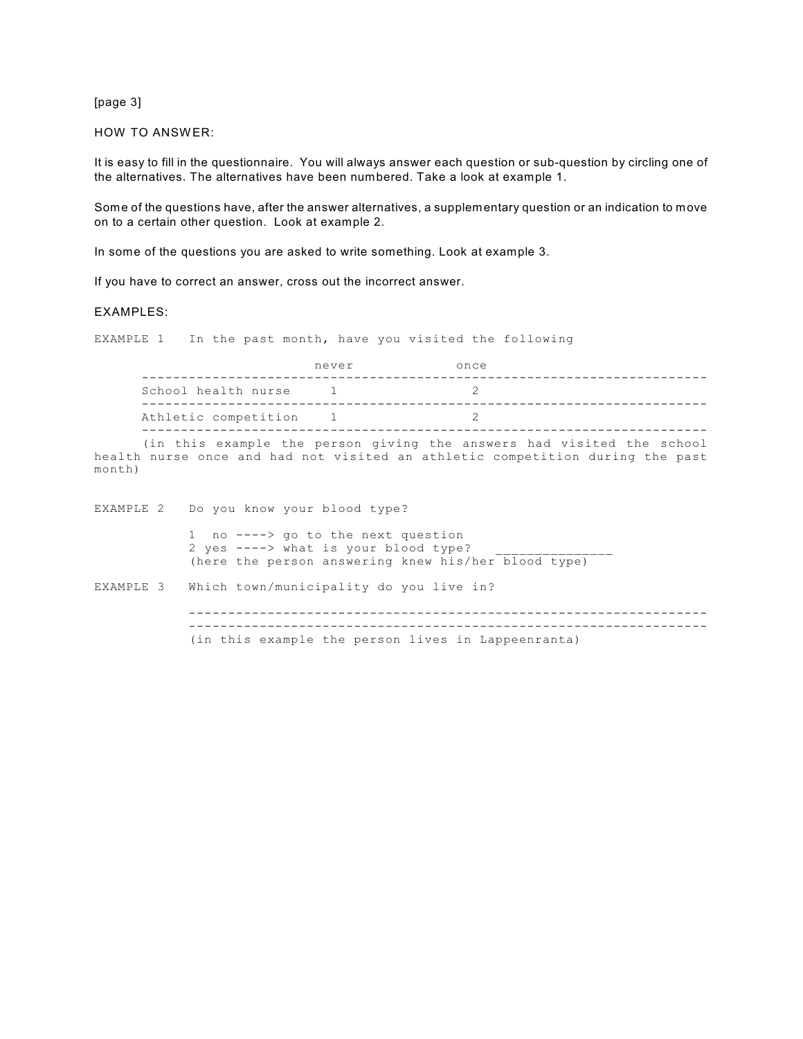[page 3]

HOW TO ANSWER:

It is easy to fill in the questionnaire. You will always answer each question or sub-question by circling one of the alternatives. The alternatives have been numbered. Take a look at example 1.

Some of the questions have, after the answer alternatives, a supplementary question or an indication to move on to a certain other question. Look at example 2.

In some of the questions you are asked to write something. Look at example 3.

If you have to correct an answer, cross out the incorrect answer.

EXAMPLES:

EXAMPLE 1 In the past month, have you visited the following

| | never | once |
|---|---|---|
| School health nurse | 1 | 2 |
| Athletic competition | 1 | 2 |

(in this example the person giving the answers had visited the school health nurse once and had not visited an athletic competition during the past month)

EXAMPLE 2 Do you know your blood type?

1 no ----> go to the next question
2 yes ----> what is your blood type? _______________
(here the person answering knew his/her blood type)

EXAMPLE 3 Which town/municipality do you live in?

---

---

(in this example the person lives in Lappeenranta)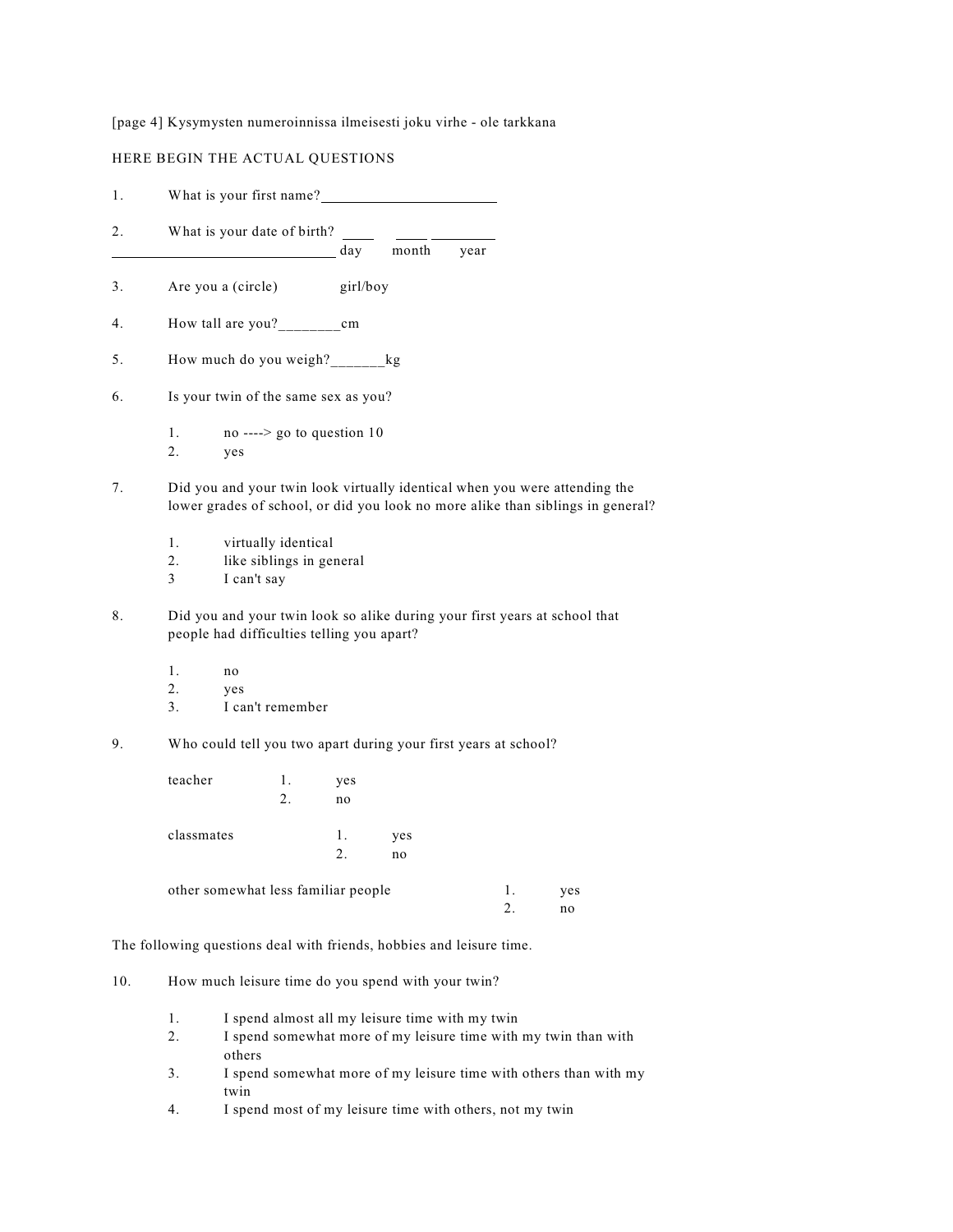[page 4] Kysymysten numeroinnissa ilmeisesti joku virhe - ole tarkkana

HERE BEGIN THE ACTUAL QUESTIONS

1. What is your first name?________________________

2. What is your date of birth? ____ ____ ________
______________________________ day month year

3. Are you a (circle) girl/boy

4. How tall are you?________cm

5. How much do you weigh?_______kg

6. Is your twin of the same sex as you?

   1. no ----> go to question 10
   2. yes

7. Did you and your twin look virtually identical when you were attending the lower grades of school, or did you look no more alike than siblings in general?

   1. virtually identical
   2. like siblings in general
   3 I can't say

8. Did you and your twin look so alike during your first years at school that people had difficulties telling you apart?

   1. no
   2. yes
   3. I can't remember

9. Who could tell you two apart during your first years at school?

   teacher
   1. yes
   2. no

   classmates
   1. yes
   2. no

   other somewhat less familiar people
   1. yes
   2. no

The following questions deal with friends, hobbies and leisure time.

10. How much leisure time do you spend with your twin?

   1. I spend almost all my leisure time with my twin
   2. I spend somewhat more of my leisure time with my twin than with others
   3. I spend somewhat more of my leisure time with others than with my twin
   4. I spend most of my leisure time with others, not my twin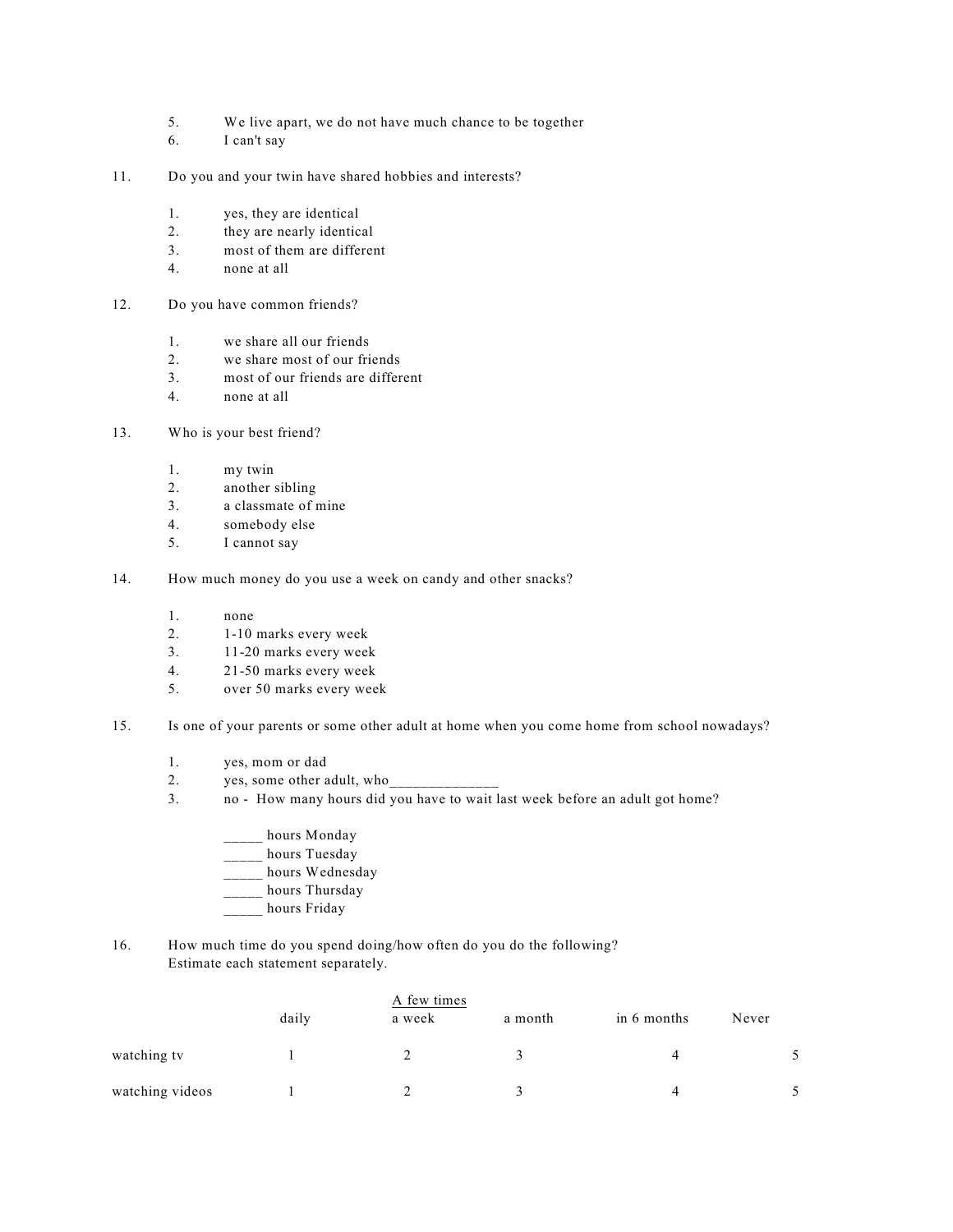5. We live apart, we do not have much chance to be together
6. I can't say

11. Do you and your twin have shared hobbies and interests?

    1. yes, they are identical
    2. they are nearly identical
    3. most of them are different
    4. none at all

12. Do you have common friends?

    1. we share all our friends
    2. we share most of our friends
    3. most of our friends are different
    4. none at all

13. Who is your best friend?

    1. my twin
    2. another sibling
    3. a classmate of mine
    4. somebody else
    5. I cannot say

14. How much money do you use a week on candy and other snacks?

    1. none
    2. 1-10 marks every week
    3. 11-20 marks every week
    4. 21-50 marks every week
    5. over 50 marks every week

15. Is one of your parents or some other adult at home when you come home from school nowadays?

    1. yes, mom or dad
    2. yes, some other adult, who_____________
    3. no - How many hours did you have to wait last week before an adult got home?

       _____ hours Monday
       _____ hours Tuesday
       _____ hours Wednesday
       _____ hours Thursday
       _____ hours Friday

16. How much time do you spend doing/how often do you do the following?
    Estimate each statement separately.

| | daily | A few times a week | a month | in 6 months | Never |
|---|---|---|---|---|---|
| watching tv | 1 | 2 | 3 | 4 | 5 |
| watching videos | 1 | 2 | 3 | 4 | 5 |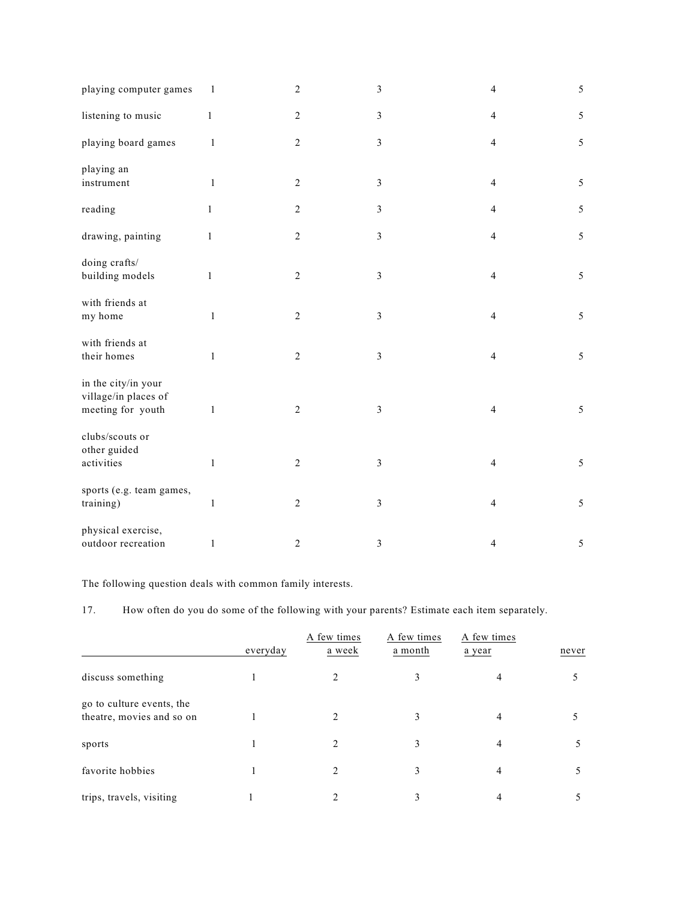| | | | | | |
|---|---|---|---|---|---|
| playing computer games | 1 | 2 | 3 | 4 | 5 |
| listening to music | 1 | 2 | 3 | 4 | 5 |
| playing board games | 1 | 2 | 3 | 4 | 5 |
| playing an instrument | 1 | 2 | 3 | 4 | 5 |
| reading | 1 | 2 | 3 | 4 | 5 |
| drawing, painting | 1 | 2 | 3 | 4 | 5 |
| doing crafts/ building models | 1 | 2 | 3 | 4 | 5 |
| with friends at my home | 1 | 2 | 3 | 4 | 5 |
| with friends at their homes | 1 | 2 | 3 | 4 | 5 |
| in the city/in your village/in places of meeting for youth | 1 | 2 | 3 | 4 | 5 |
| clubs/scouts or other guided activities | 1 | 2 | 3 | 4 | 5 |
| sports (e.g. team games, training) | 1 | 2 | 3 | 4 | 5 |
| physical exercise, outdoor recreation | 1 | 2 | 3 | 4 | 5 |

The following question deals with common family interests.

17. How often do you do some of the following with your parents? Estimate each item separately.

| | everyday | A few times a week | A few times a month | A few times a year | never |
|---|---|---|---|---|---|
| discuss something | 1 | 2 | 3 | 4 | 5 |
| go to culture events, the theatre, movies and so on | 1 | 2 | 3 | 4 | 5 |
| sports | 1 | 2 | 3 | 4 | 5 |
| favorite hobbies | 1 | 2 | 3 | 4 | 5 |
| trips, travels, visiting | 1 | 2 | 3 | 4 | 5 |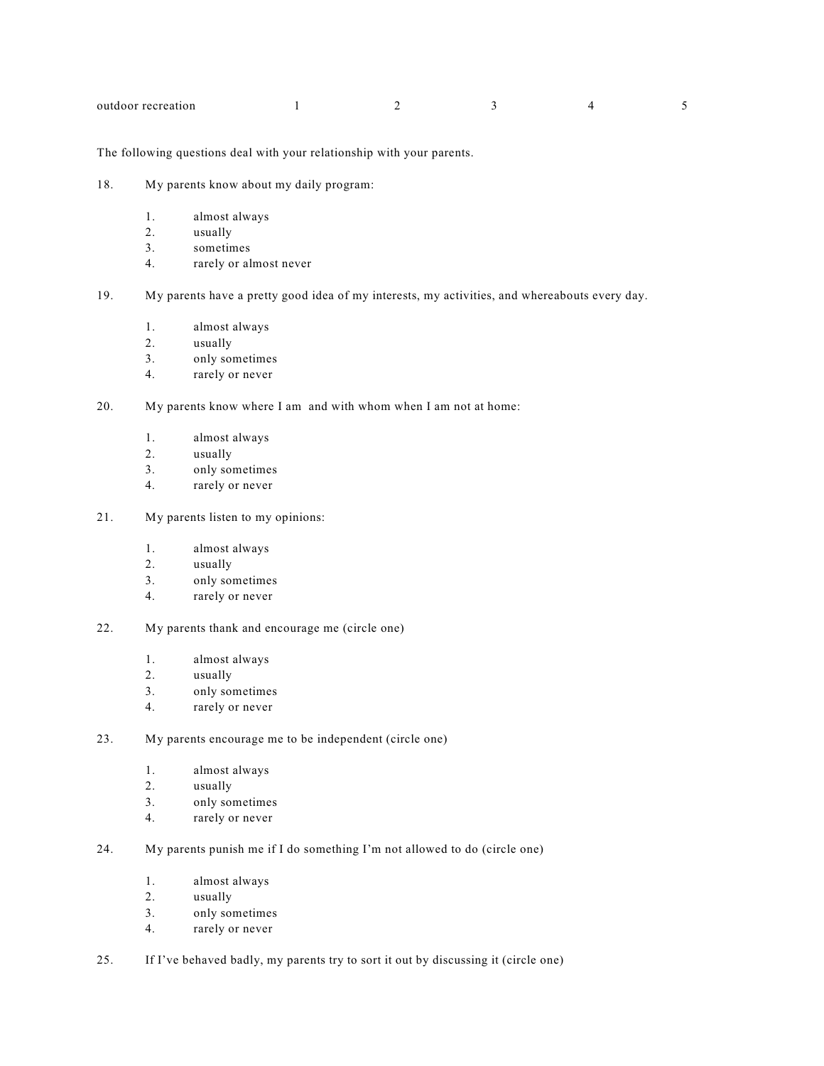| outdoor recreation | 1 | 2 | 3 | 4 | 5 |
|---|---|---|---|---|---|

The following questions deal with your relationship with your parents.

18. My parents know about my daily program:

    1. almost always
    2. usually
    3. sometimes
    4. rarely or almost never

19. My parents have a pretty good idea of my interests, my activities, and whereabouts every day.

    1. almost always
    2. usually
    3. only sometimes
    4. rarely or never

20. My parents know where I am and with whom when I am not at home:

    1. almost always
    2. usually
    3. only sometimes
    4. rarely or never

21. My parents listen to my opinions:

    1. almost always
    2. usually
    3. only sometimes
    4. rarely or never

22. My parents thank and encourage me (circle one)

    1. almost always
    2. usually
    3. only sometimes
    4. rarely or never

23. My parents encourage me to be independent (circle one)

    1. almost always
    2. usually
    3. only sometimes
    4. rarely or never

24. My parents punish me if I do something I'm not allowed to do (circle one)

    1. almost always
    2. usually
    3. only sometimes
    4. rarely or never

25. If I've behaved badly, my parents try to sort it out by discussing it (circle one)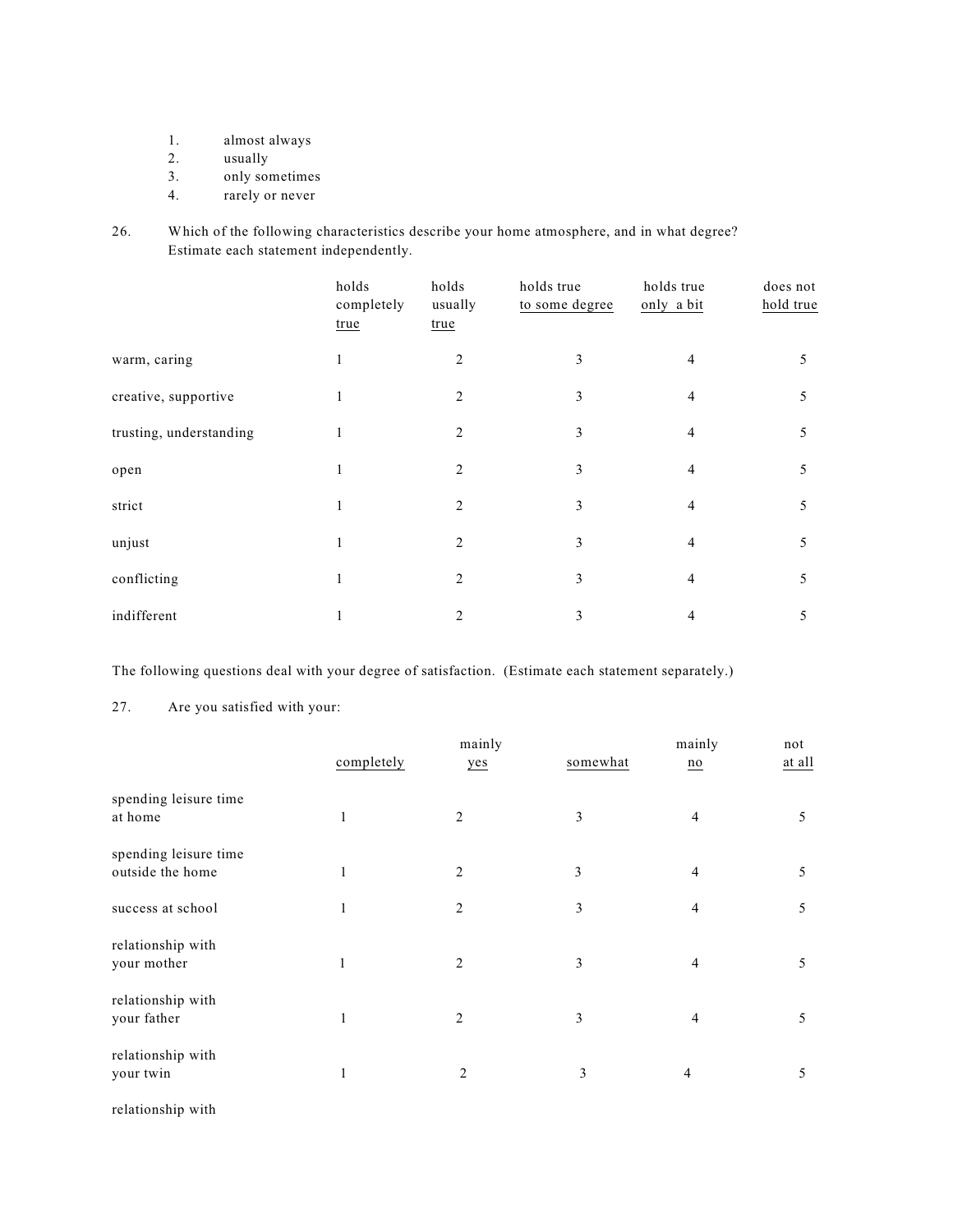1. almost always
2. usually
3. only sometimes
4. rarely or never

26. Which of the following characteristics describe your home atmosphere, and in what degree? Estimate each statement independently.

| | holds completely true | holds usually true | holds true to some degree | holds true only a bit | does not hold true |
|---|---|---|---|---|---|
| warm, caring | 1 | 2 | 3 | 4 | 5 |
| creative, supportive | 1 | 2 | 3 | 4 | 5 |
| trusting, understanding | 1 | 2 | 3 | 4 | 5 |
| open | 1 | 2 | 3 | 4 | 5 |
| strict | 1 | 2 | 3 | 4 | 5 |
| unjust | 1 | 2 | 3 | 4 | 5 |
| conflicting | 1 | 2 | 3 | 4 | 5 |
| indifferent | 1 | 2 | 3 | 4 | 5 |

The following questions deal with your degree of satisfaction. (Estimate each statement separately.)

27. Are you satisfied with your:

| | completely | mainly yes | somewhat | mainly no | not at all |
|---|---|---|---|---|---|
| spending leisure time at home | 1 | 2 | 3 | 4 | 5 |
| spending leisure time outside the home | 1 | 2 | 3 | 4 | 5 |
| success at school | 1 | 2 | 3 | 4 | 5 |
| relationship with your mother | 1 | 2 | 3 | 4 | 5 |
| relationship with your father | 1 | 2 | 3 | 4 | 5 |
| relationship with your twin | 1 | 2 | 3 | 4 | 5 |

relationship with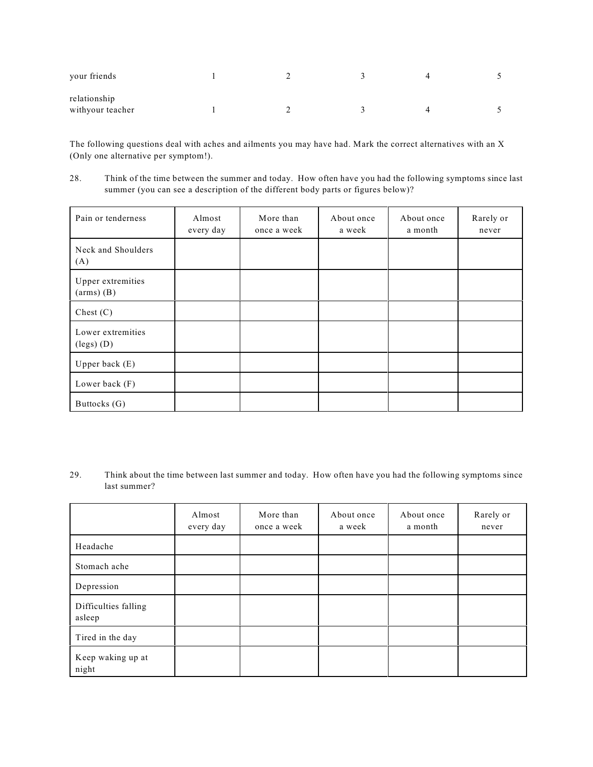| | | | | | |
|---|---|---|---|---|---|
| your friends | 1 | 2 | 3 | 4 | 5 |
| relationship withyour teacher | 1 | 2 | 3 | 4 | 5 |

The following questions deal with aches and ailments you may have had. Mark the correct alternatives with an X (Only one alternative per symptom!).

28. Think of the time between the summer and today. How often have you had the following symptoms since last summer (you can see a description of the different body parts or figures below)?

| Pain or tenderness | Almost every day | More than once a week | About once a week | About once a month | Rarely or never |
|---|---|---|---|---|---|
| Neck and Shoulders (A) | | | | | |
| Upper extremities (arms) (B) | | | | | |
| Chest (C) | | | | | |
| Lower extremities (legs) (D) | | | | | |
| Upper back (E) | | | | | |
| Lower back (F) | | | | | |
| Buttocks (G) | | | | | |

29. Think about the time between last summer and today. How often have you had the following symptoms since last summer?

| | Almost every day | More than once a week | About once a week | About once a month | Rarely or never |
|---|---|---|---|---|---|
| Headache | | | | | |
| Stomach ache | | | | | |
| Depression | | | | | |
| Difficulties falling asleep | | | | | |
| Tired in the day | | | | | |
| Keep waking up at night | | | | | |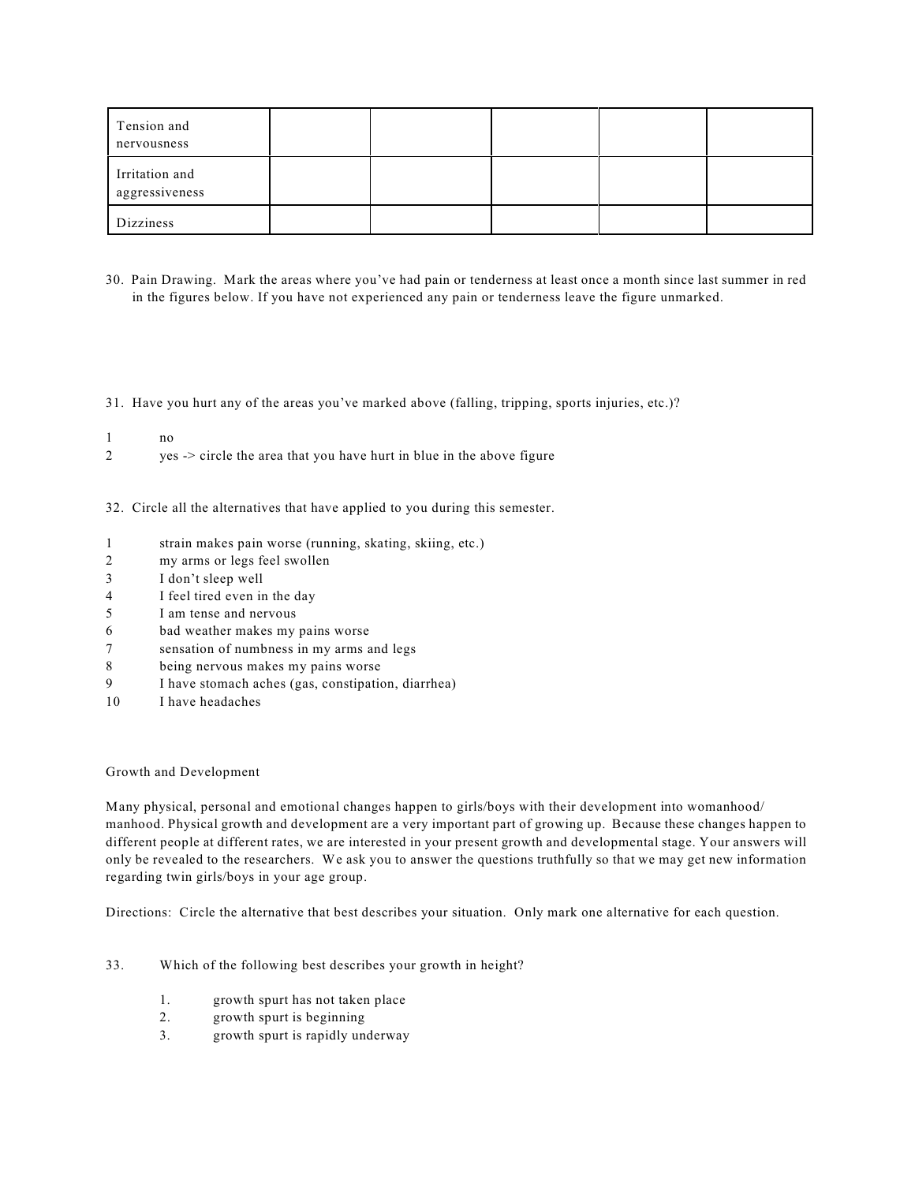| | | | | | |
|---|---|---|---|---|---|
| Tension and nervousness | | | | | |
| Irritation and aggressiveness | | | | | |
| Dizziness | | | | | |

30. Pain Drawing. Mark the areas where you've had pain or tenderness at least once a month since last summer in red in the figures below. If you have not experienced any pain or tenderness leave the figure unmarked.

31. Have you hurt any of the areas you've marked above (falling, tripping, sports injuries, etc.)?

1 no
2 yes -> circle the area that you have hurt in blue in the above figure

32. Circle all the alternatives that have applied to you during this semester.

1 strain makes pain worse (running, skating, skiing, etc.)
2 my arms or legs feel swollen
3 I don't sleep well
4 I feel tired even in the day
5 I am tense and nervous
6 bad weather makes my pains worse
7 sensation of numbness in my arms and legs
8 being nervous makes my pains worse
9 I have stomach aches (gas, constipation, diarrhea)
10 I have headaches

Growth and Development

Many physical, personal and emotional changes happen to girls/boys with their development into womanhood/ manhood. Physical growth and development are a very important part of growing up. Because these changes happen to different people at different rates, we are interested in your present growth and developmental stage. Your answers will only be revealed to the researchers. We ask you to answer the questions truthfully so that we may get new information regarding twin girls/boys in your age group.

Directions: Circle the alternative that best describes your situation. Only mark one alternative for each question.

33. Which of the following best describes your growth in height?

1. growth spurt has not taken place
2. growth spurt is beginning
3. growth spurt is rapidly underway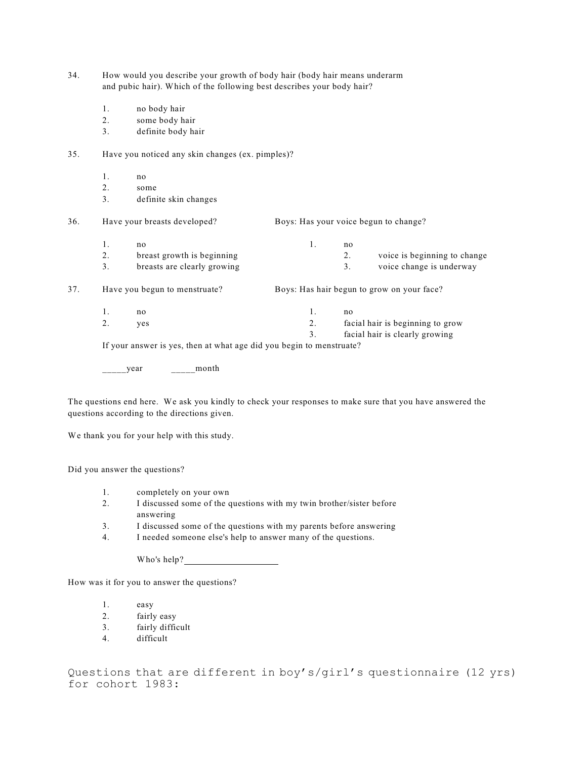34. How would you describe your growth of body hair (body hair means underarm and pubic hair). Which of the following best describes your body hair?

1. no body hair
2. some body hair
3. definite body hair

35. Have you noticed any skin changes (ex. pimples)?

1. no
2. some
3. definite skin changes

36. Have your breasts developed?

1. no
2. breast growth is beginning
3. breasts are clearly growing

Boys: Has your voice begun to change?

1. no
2. voice is beginning to change
3. voice change is underway

37. Have you begun to menstruate?

1. no
2. yes

If your answer is yes, then at what age did you begin to menstruate?

_____year  _____month

Boys: Has hair begun to grow on your face?

1. no
2. facial hair is beginning to grow
3. facial hair is clearly growing

The questions end here. We ask you kindly to check your responses to make sure that you have answered the questions according to the directions given.

We thank you for your help with this study.

Did you answer the questions?

1. completely on your own
2. I discussed some of the questions with my twin brother/sister before answering
3. I discussed some of the questions with my parents before answering
4. I needed someone else's help to answer many of the questions.

   Who's help?____________________

How was it for you to answer the questions?

1. easy
2. fairly easy
3. fairly difficult
4. difficult

Questions that are different in boy's/girl's questionnaire (12 yrs) for cohort 1983: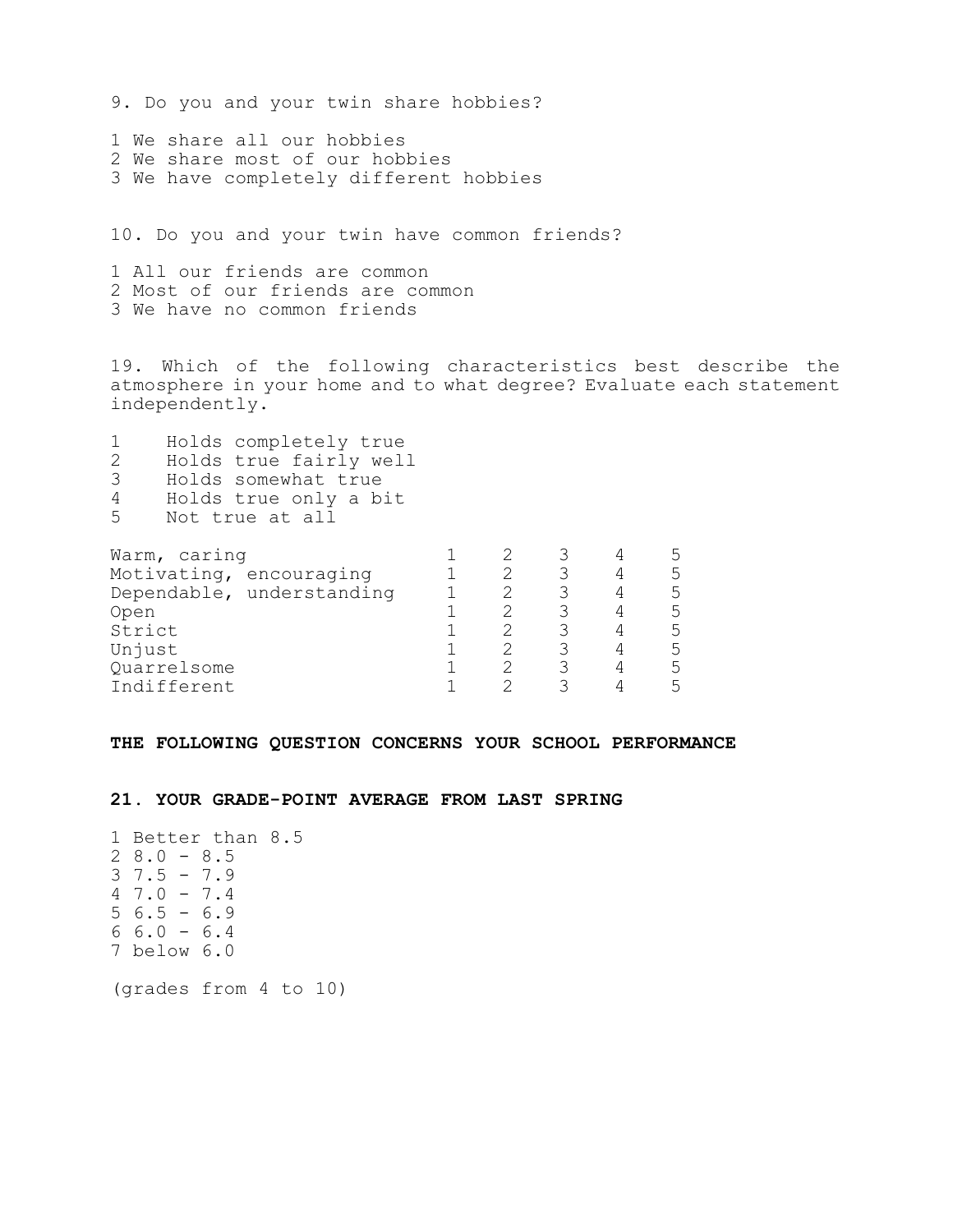9. Do you and your twin share hobbies?

1 We share all our hobbies
2 We share most of our hobbies
3 We have completely different hobbies

10. Do you and your twin have common friends?

1 All our friends are common
2 Most of our friends are common
3 We have no common friends

19. Which of the following characteristics best describe the atmosphere in your home and to what degree? Evaluate each statement independently.

1 Holds completely true
2 Holds true fairly well
3 Holds somewhat true
4 Holds true only a bit
5 Not true at all

| | | | | | |
|---|---|---|---|---|---|
| Warm, caring | 1 | 2 | 3 | 4 | 5 |
| Motivating, encouraging | 1 | 2 | 3 | 4 | 5 |
| Dependable, understanding | 1 | 2 | 3 | 4 | 5 |
| Open | 1 | 2 | 3 | 4 | 5 |
| Strict | 1 | 2 | 3 | 4 | 5 |
| Unjust | 1 | 2 | 3 | 4 | 5 |
| Quarrelsome | 1 | 2 | 3 | 4 | 5 |
| Indifferent | 1 | 2 | 3 | 4 | 5 |

**THE FOLLOWING QUESTION CONCERNS YOUR SCHOOL PERFORMANCE**

**21. YOUR GRADE-POINT AVERAGE FROM LAST SPRING**

1 Better than 8.5
2 8.0 - 8.5
3 7.5 - 7.9
4 7.0 - 7.4
5 6.5 - 6.9
6 6.0 - 6.4
7 below 6.0

(grades from 4 to 10)